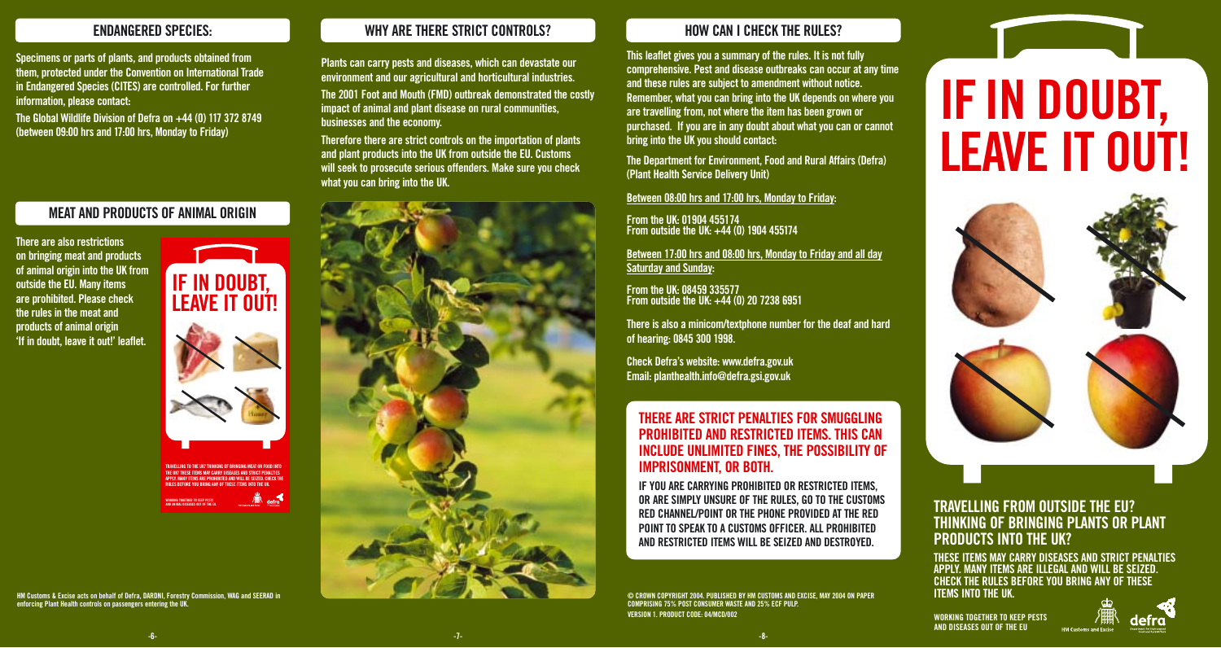## ENDANGERED SPECIES:

Specimens or parts of plants, and products obtained from them, protected under the Convention on International Trade in Endangered Species (CITES) are controlled. For further information, please contact:

The Global Wildlife Division of Defra on +44 (0) 117 372 8749 (between 09:00 hrs and 17:00 hrs, Monday to Friday)

## MEAT AND PRODUCTS OF ANIMAL ORIGIN

There are also restrictions on bringing meat and products of animal origin into the UK from outside the EU. Many items are prohibited. Please check the rules in the meat and products of animal origin 'If in doubt, leave it out!' leaflet.

HM Customs & Excise acts on behalf of Defra, DARDNI, Forestry Commission, WAG and SEERAD in enforcing Plant Health controls on passengers entering the UK.

## WHY ARE THERE STRICT CONTROLS?

Plants can carry pests and diseases, which can devastate our environment and our agricultural and horticultural industries.

The 2001 Foot and Mouth (FMD) outbreak demonstrated the costly impact of animal and plant disease on rural communities, businesses and the economy.

Therefore there are strict controls on the importation of plants and plant products into the UK from outside the EU. Customs will seek to prosecute serious offenders. Make sure you check what you can bring into the UK.

## HOW CAN I CHECK THE RULES?

This leaflet gives you a summary of the rules. It is not fully comprehensive. Pest and disease outbreaks can occur at any time and these rules are subject to amendment without notice. Remember, what you can bring into the UK depends on where you are travelling from, not where the item has been grown or purchased. If you are in any doubt about what you can or cannot bring into the UK you should contact:

The Department for Environment, Food and Rural Affairs (Defra) (Plant Health Service Delivery Unit)

Between 08:00 hrs and 17:00 hrs, Monday to Friday:

From the UK: 01904 455174
From outside the UK: +44 (0) 1904 455174

Between 17:00 hrs and 08:00 hrs, Monday to Friday and all day Saturday and Sunday:

From the UK: 08459 335577
From outside the UK: +44 (0) 20 7238 6951

There is also a minicom/textphone number for the deaf and hard of hearing: 0845 300 1998.

Check Defra's website: www.defra.gov.uk
Email: planthealth.info@defra.gsi.gov.uk

### THERE ARE STRICT PENALTIES FOR SMUGGLING PROHIBITED AND RESTRICTED ITEMS. THIS CAN INCLUDE UNLIMITED FINES, THE POSSIBILITY OF IMPRISONMENT, OR BOTH.

IF YOU ARE CARRYING PROHIBITED OR RESTRICTED ITEMS, OR ARE SIMPLY UNSURE OF THE RULES, GO TO THE CUSTOMS RED CHANNEL/POINT OR THE PHONE PROVIDED AT THE RED POINT TO SPEAK TO A CUSTOMS OFFICER. ALL PROHIBITED AND RESTRICTED ITEMS WILL BE SEIZED AND DESTROYED.

© CROWN COPYRIGHT 2004. PUBLISHED BY HM CUSTOMS AND EXCISE, MAY 2004 ON PAPER COMPRISING 75% POST CONSUMER WASTE AND 25% ECF PULP.
VERSION 1. PRODUCT CODE: 04/MCD/002

# IF IN DOUBT, LEAVE IT OUT!

## TRAVELLING FROM OUTSIDE THE EU? THINKING OF BRINGING PLANTS OR PLANT PRODUCTS INTO THE UK?

THESE ITEMS MAY CARRY DISEASES AND STRICT PENALTIES APPLY. MANY ITEMS ARE ILLEGAL AND WILL BE SEIZED. CHECK THE RULES BEFORE YOU BRING ANY OF THESE ITEMS INTO THE UK.

WORKING TOGETHER TO KEEP PESTS AND DISEASES OUT OF THE EU

HM Customs and Excise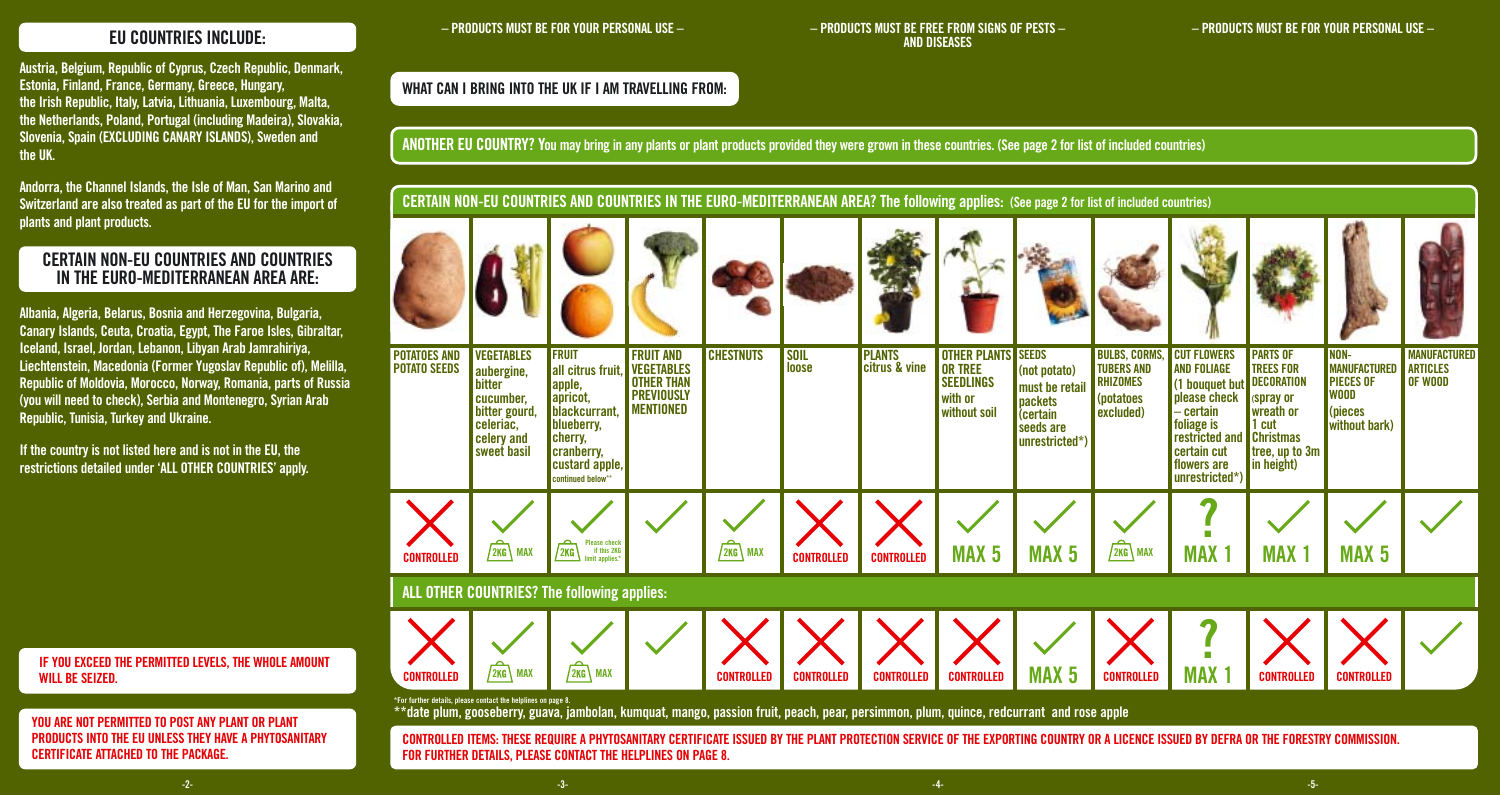## EU COUNTRIES INCLUDE:

Austria, Belgium, Republic of Cyprus, Czech Republic, Denmark, Estonia, Finland, France, Germany, Greece, Hungary, the Irish Republic, Italy, Latvia, Lithuania, Luxembourg, Malta, the Netherlands, Poland, Portugal (including Madeira), Slovakia, Slovenia, Spain (EXCLUDING CANARY ISLANDS), Sweden and the UK.

Andorra, the Channel Islands, the Isle of Man, San Marino and Switzerland are also treated as part of the EU for the import of plants and plant products.

## CERTAIN NON-EU COUNTRIES AND COUNTRIES IN THE EURO-MEDITERRANEAN AREA ARE:

Albania, Algeria, Belarus, Bosnia and Herzegovina, Bulgaria, Canary Islands, Ceuta, Croatia, Egypt, The Faroe Isles, Gibraltar, Iceland, Israel, Jordan, Lebanon, Libyan Arab Jamrahiriya, Liechtenstein, Macedonia (Former Yugoslav Republic of), Melilla, Republic of Moldovia, Morocco, Norway, Romania, parts of Russia (you will need to check), Serbia and Montenegro, Syrian Arab Republic, Tunisia, Turkey and Ukraine.

If the country is not listed here and is not in the EU, the restrictions detailed under 'ALL OTHER COUNTRIES' apply.

**IF YOU EXCEED THE PERMITTED LEVELS, THE WHOLE AMOUNT WILL BE SEIZED.**

**YOU ARE NOT PERMITTED TO POST ANY PLANT OR PLANT PRODUCTS INTO THE EU UNLESS THEY HAVE A PHYTOSANITARY CERTIFICATE ATTACHED TO THE PACKAGE.**

– PRODUCTS MUST BE FOR YOUR PERSONAL USE –

– PRODUCTS MUST BE FREE FROM SIGNS OF PESTS – AND DISEASES

## WHAT CAN I BRING INTO THE UK IF I AM TRAVELLING FROM:

**ANOTHER EU COUNTRY?** You may bring in any plants or plant products provided they were grown in these countries. (See page 2 for list of included countries)

**CERTAIN NON-EU COUNTRIES AND COUNTRIES IN THE EURO-MEDITERRANEAN AREA?** The following applies: (See page 2 for list of included countries)

| | POTATOES AND POTATO SEEDS | VEGETABLES aubergine, bitter cucumber, bitter gourd, celeriac, celery and sweet basil | FRUIT all citrus fruit, apple, apricot, blackcurrant, blueberry, cherry, cranberry, custard apple, continued below** | FRUIT AND VEGETABLES OTHER THAN PREVIOUSLY MENTIONED | CHESTNUTS | SOIL loose | PLANTS citrus & vine | OTHER PLANTS OR TREE SEEDLINGS with or without soil | SEEDS (not potato) must be retail packets (certain seeds are unrestricted*) | BULBS, CORMS, TUBERS AND RHIZOMES (potatoes excluded) | CUT FLOWERS AND FOLIAGE (1 bouquet but please check – certain foliage is restricted and certain cut flowers are unrestricted*) | PARTS OF TREES FOR DECORATION (spray or wreath or 1 cut Christmas tree, up to 3m in height) | NON-MANUFACTURED PIECES OF WOOD (pieces without bark) | MANUFACTURED ARTICLES OF WOOD |
|---|---|---|---|---|---|---|---|---|---|---|---|---|---|---|
| Certain non-EU / Euro-Mediterranean | ✗ CONTROLLED | ✓ 2KG MAX | ✓ 2KG Please check if this 2KG limit applies* | ✓ | ✓ 2KG MAX | ✗ CONTROLLED | ✗ CONTROLLED | ✓ MAX 5 | ✓ MAX 5 | ✓ 2KG MAX | ? MAX 1 | ✓ MAX 1 | ✓ MAX 5 | ✓ |
| ALL OTHER COUNTRIES? The following applies: | ✗ CONTROLLED | ✓ 2KG MAX | ✓ 2KG MAX | ✓ | ✗ CONTROLLED | ✗ CONTROLLED | ✗ CONTROLLED | ✗ CONTROLLED | ✓ MAX 5 | ✗ CONTROLLED | ? MAX 1 | ✗ CONTROLLED | ✗ CONTROLLED | ✓ |

*For further details, please contact the helplines on page 8.

**date plum, gooseberry, guava, jambolan, kumquat, mango, passion fruit, peach, pear, persimmon, plum, quince, redcurrant and rose apple

**CONTROLLED ITEMS: THESE REQUIRE A PHYTOSANITARY CERTIFICATE ISSUED BY THE PLANT PROTECTION SERVICE OF THE EXPORTING COUNTRY OR A LICENCE ISSUED BY DEFRA OR THE FORESTRY COMMISSION. FOR FURTHER DETAILS, PLEASE CONTACT THE HELPLINES ON PAGE 8.**

– PRODUCTS MUST BE FOR YOUR PERSONAL USE –